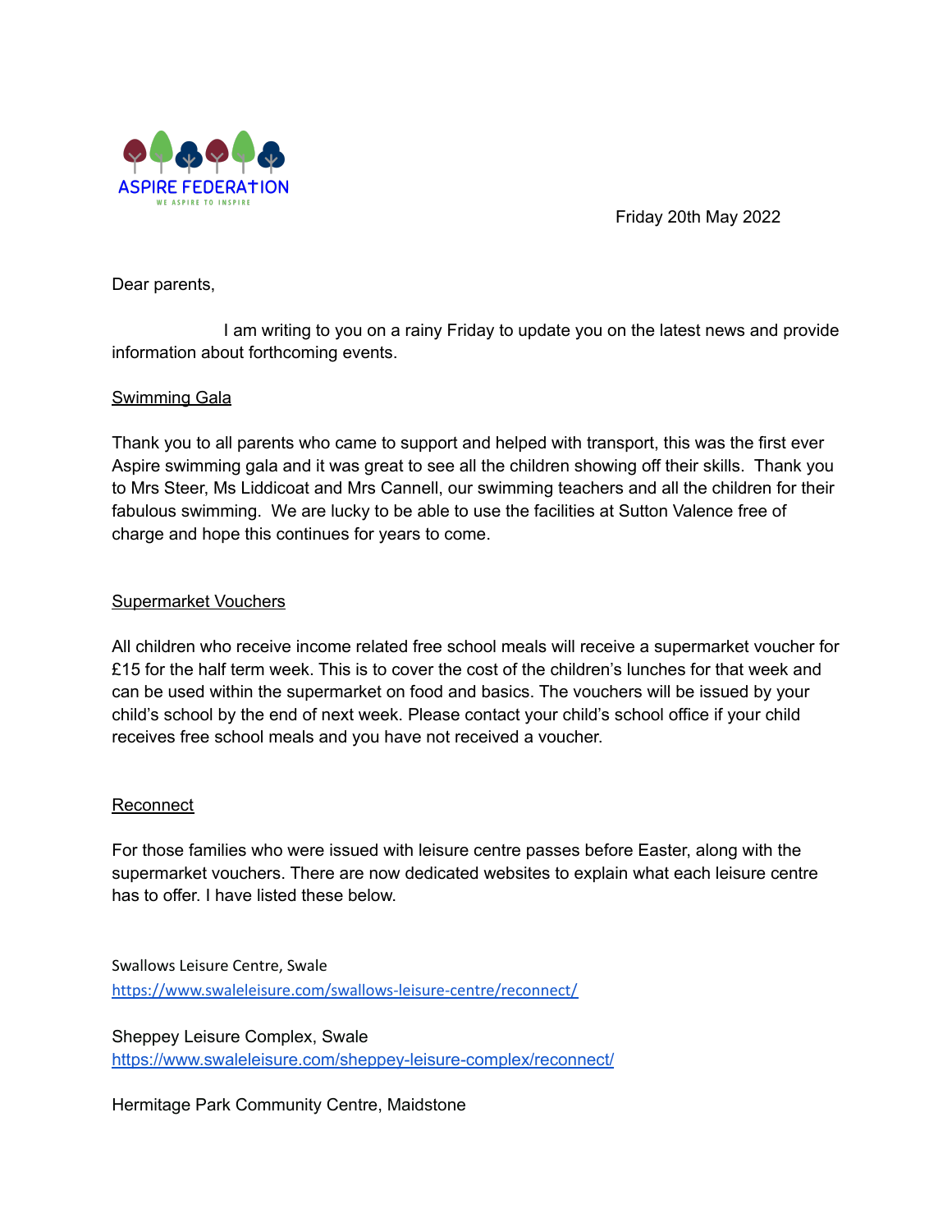ASPIRE FEDERATION

WE ASPIRE TO INSPIRE

Friday 20th May 2022

Dear parents,

I am writing to you on a rainy Friday to update you on the latest news and provide information about forthcoming events.

## Swimming Gala

Thank you to all parents who came to support and helped with transport, this was the first ever Aspire swimming gala and it was great to see all the children showing off their skills. Thank you to Mrs Steer, Ms Liddicoat and Mrs Cannell, our swimming teachers and all the children for their fabulous swimming. We are lucky to be able to use the facilities at Sutton Valence free of charge and hope this continues for years to come.

## Supermarket Vouchers

All children who receive income related free school meals will receive a supermarket voucher for £15 for the half term week. This is to cover the cost of the children's lunches for that week and can be used within the supermarket on food and basics. The vouchers will be issued by your child's school by the end of next week. Please contact your child's school office if your child receives free school meals and you have not received a voucher.

## Reconnect

For those families who were issued with leisure centre passes before Easter, along with the supermarket vouchers. There are now dedicated websites to explain what each leisure centre has to offer. I have listed these below.

Swallows Leisure Centre, Swale
https://www.swaleleisure.com/swallows-leisure-centre/reconnect/

Sheppey Leisure Complex, Swale
https://www.swaleleisure.com/sheppey-leisure-complex/reconnect/

Hermitage Park Community Centre, Maidstone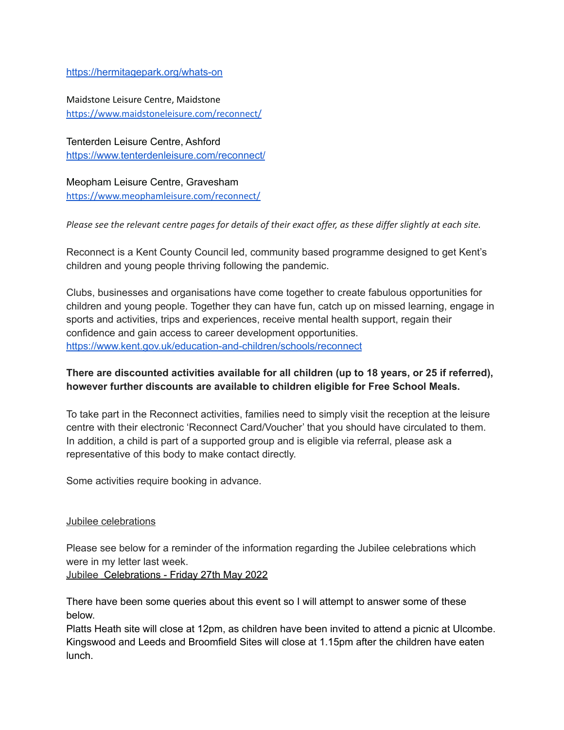https://hermitagepark.org/whats-on

Maidstone Leisure Centre, Maidstone
https://www.maidstoneleisure.com/reconnect/

Tenterden Leisure Centre, Ashford
https://www.tenterdenleisure.com/reconnect/

Meopham Leisure Centre, Gravesham
https://www.meophamleisure.com/reconnect/

*Please see the relevant centre pages for details of their exact offer, as these differ slightly at each site.*

Reconnect is a Kent County Council led, community based programme designed to get Kent's children and young people thriving following the pandemic.

Clubs, businesses and organisations have come together to create fabulous opportunities for children and young people. Together they can have fun, catch up on missed learning, engage in sports and activities, trips and experiences, receive mental health support, regain their confidence and gain access to career development opportunities.
https://www.kent.gov.uk/education-and-children/schools/reconnect

**There are discounted activities available for all children (up to 18 years, or 25 if referred), however further discounts are available to children eligible for Free School Meals.**

To take part in the Reconnect activities, families need to simply visit the reception at the leisure centre with their electronic 'Reconnect Card/Voucher' that you should have circulated to them. In addition, a child is part of a supported group and is eligible via referral, please ask a representative of this body to make contact directly.

Some activities require booking in advance.

Jubilee celebrations

Please see below for a reminder of the information regarding the Jubilee celebrations which were in my letter last week.
Jubilee Celebrations - Friday 27th May 2022

There have been some queries about this event so I will attempt to answer some of these below.
Platts Heath site will close at 12pm, as children have been invited to attend a picnic at Ulcombe.
Kingswood and Leeds and Broomfield Sites will close at 1.15pm after the children have eaten lunch.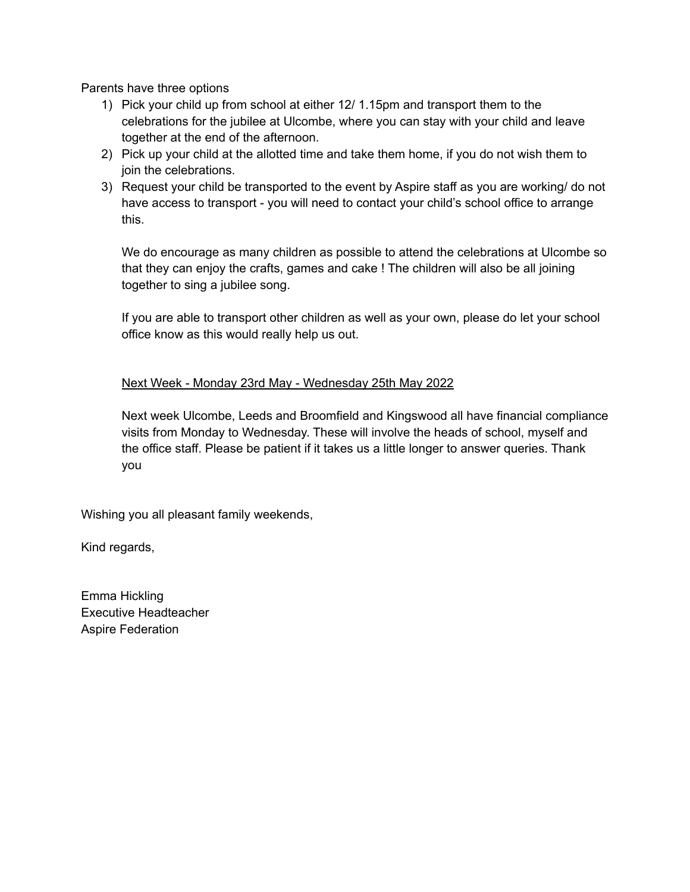Parents have three options

1) Pick your child up from school at either 12/ 1.15pm and transport them to the celebrations for the jubilee at Ulcombe, where you can stay with your child and leave together at the end of the afternoon.
2) Pick up your child at the allotted time and take them home, if you do not wish them to join the celebrations.
3) Request your child be transported to the event by Aspire staff as you are working/ do not have access to transport - you will need to contact your child's school office to arrange this.

   We do encourage as many children as possible to attend the celebrations at Ulcombe so that they can enjoy the crafts, games and cake ! The children will also be all joining together to sing a jubilee song.

   If you are able to transport other children as well as your own, please do let your school office know as this would really help us out.

   Next Week - Monday 23rd May - Wednesday 25th May 2022

   Next week Ulcombe, Leeds and Broomfield and Kingswood all have financial compliance visits from Monday to Wednesday. These will involve the heads of school, myself and the office staff. Please be patient if it takes us a little longer to answer queries. Thank you

Wishing you all pleasant family weekends,

Kind regards,

Emma Hickling
Executive Headteacher
Aspire Federation